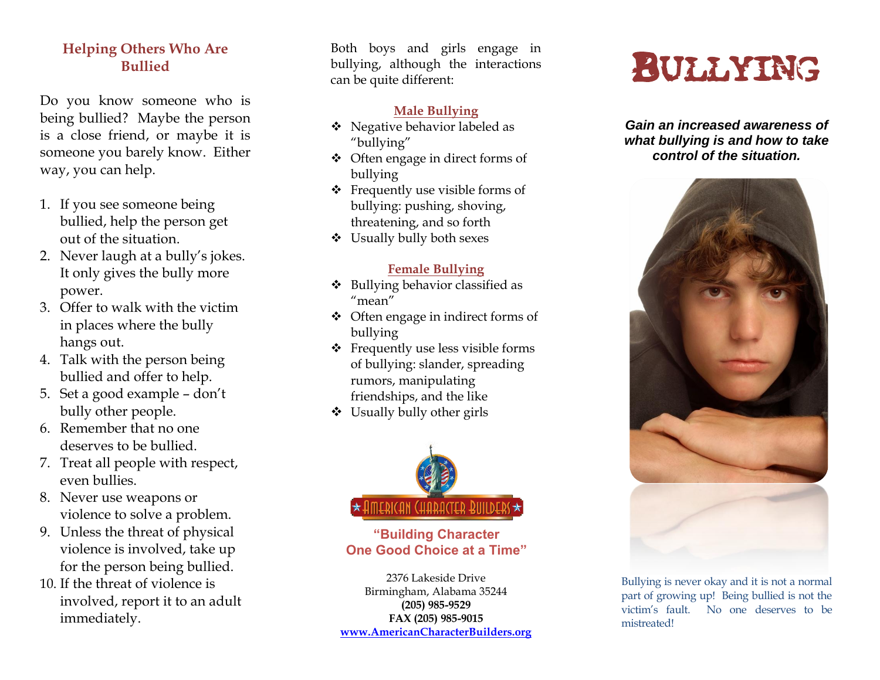## Helping Others Who Are Bullied

Do you know someone who is being bullied? Maybe the person is a close friend, or maybe it is someone you barely know. Either way, you can help.

1. If you see someone being bullied, help the person get out of the situation.
2. Never laugh at a bully's jokes. It only gives the bully more power.
3. Offer to walk with the victim in places where the bully hangs out.
4. Talk with the person being bullied and offer to help.
5. Set a good example – don't bully other people.
6. Remember that no one deserves to be bullied.
7. Treat all people with respect, even bullies.
8. Never use weapons or violence to solve a problem.
9. Unless the threat of physical violence is involved, take up for the person being bullied.
10. If the threat of violence is involved, report it to an adult immediately.

Both boys and girls engage in bullying, although the interactions can be quite different:

### Male Bullying

- Negative behavior labeled as "bullying"
- Often engage in direct forms of bullying
- Frequently use visible forms of bullying: pushing, shoving, threatening, and so forth
- Usually bully both sexes

### Female Bullying

- Bullying behavior classified as "mean"
- Often engage in indirect forms of bullying
- Frequently use less visible forms of bullying: slander, spreading rumors, manipulating friendships, and the like
- Usually bully other girls

AMERICAN CHARACTER BUILDERS

**"Building Character One Good Choice at a Time"**

2376 Lakeside Drive
Birmingham, Alabama 35244
**(205) 985-9529**
**FAX (205) 985-9015**
**www.AmericanCharacterBuilders.org**

# BULLYING

***Gain an increased awareness of what bullying is and how to take control of the situation.***

Bullying is never okay and it is not a normal part of growing up! Being bullied is not the victim's fault. No one deserves to be mistreated!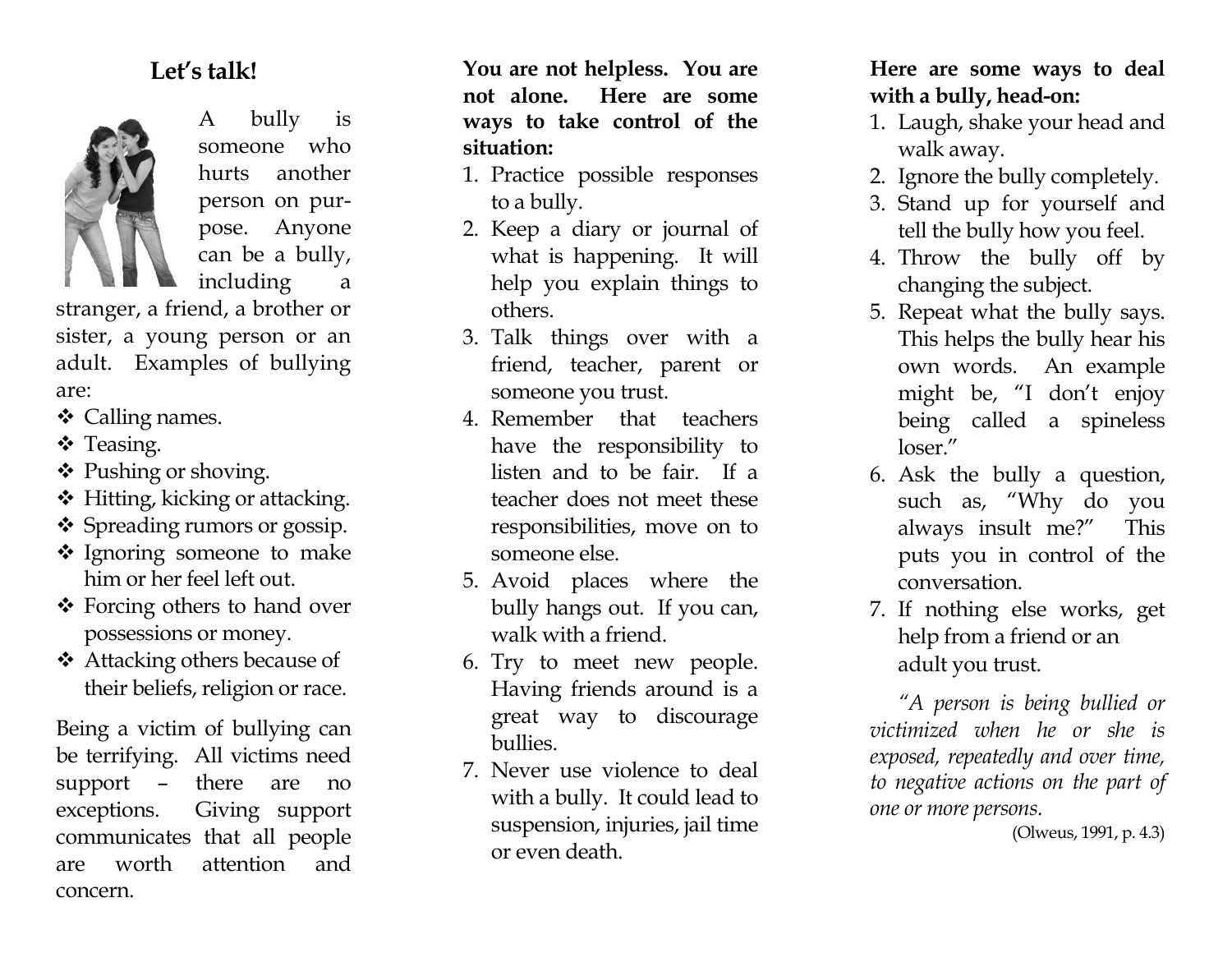## Let's talk!

A bully is someone who hurts another person on purpose. Anyone can be a bully, including a stranger, a friend, a brother or sister, a young person or an adult. Examples of bullying are:

- ❖ Calling names.
- ❖ Teasing.
- ❖ Pushing or shoving.
- ❖ Hitting, kicking or attacking.
- ❖ Spreading rumors or gossip.
- ❖ Ignoring someone to make him or her feel left out.
- ❖ Forcing others to hand over possessions or money.
- ❖ Attacking others because of their beliefs, religion or race.

Being a victim of bullying can be terrifying. All victims need support – there are no exceptions. Giving support communicates that all people are worth attention and concern.

**You are not helpless. You are not alone. Here are some ways to take control of the situation:**

1. Practice possible responses to a bully.
2. Keep a diary or journal of what is happening. It will help you explain things to others.
3. Talk things over with a friend, teacher, parent or someone you trust.
4. Remember that teachers have the responsibility to listen and to be fair. If a teacher does not meet these responsibilities, move on to someone else.
5. Avoid places where the bully hangs out. If you can, walk with a friend.
6. Try to meet new people. Having friends around is a great way to discourage bullies.
7. Never use violence to deal with a bully. It could lead to suspension, injuries, jail time or even death.

**Here are some ways to deal with a bully, head-on:**

1. Laugh, shake your head and walk away.
2. Ignore the bully completely.
3. Stand up for yourself and tell the bully how you feel.
4. Throw the bully off by changing the subject.
5. Repeat what the bully says. This helps the bully hear his own words. An example might be, "I don't enjoy being called a spineless loser."
6. Ask the bully a question, such as, "Why do you always insult me?" This puts you in control of the conversation.
7. If nothing else works, get help from a friend or an adult you trust.

*"A person is being bullied or victimized when he or she is exposed, repeatedly and over time, to negative actions on the part of one or more persons.*

(Olweus, 1991, p. 4.3)